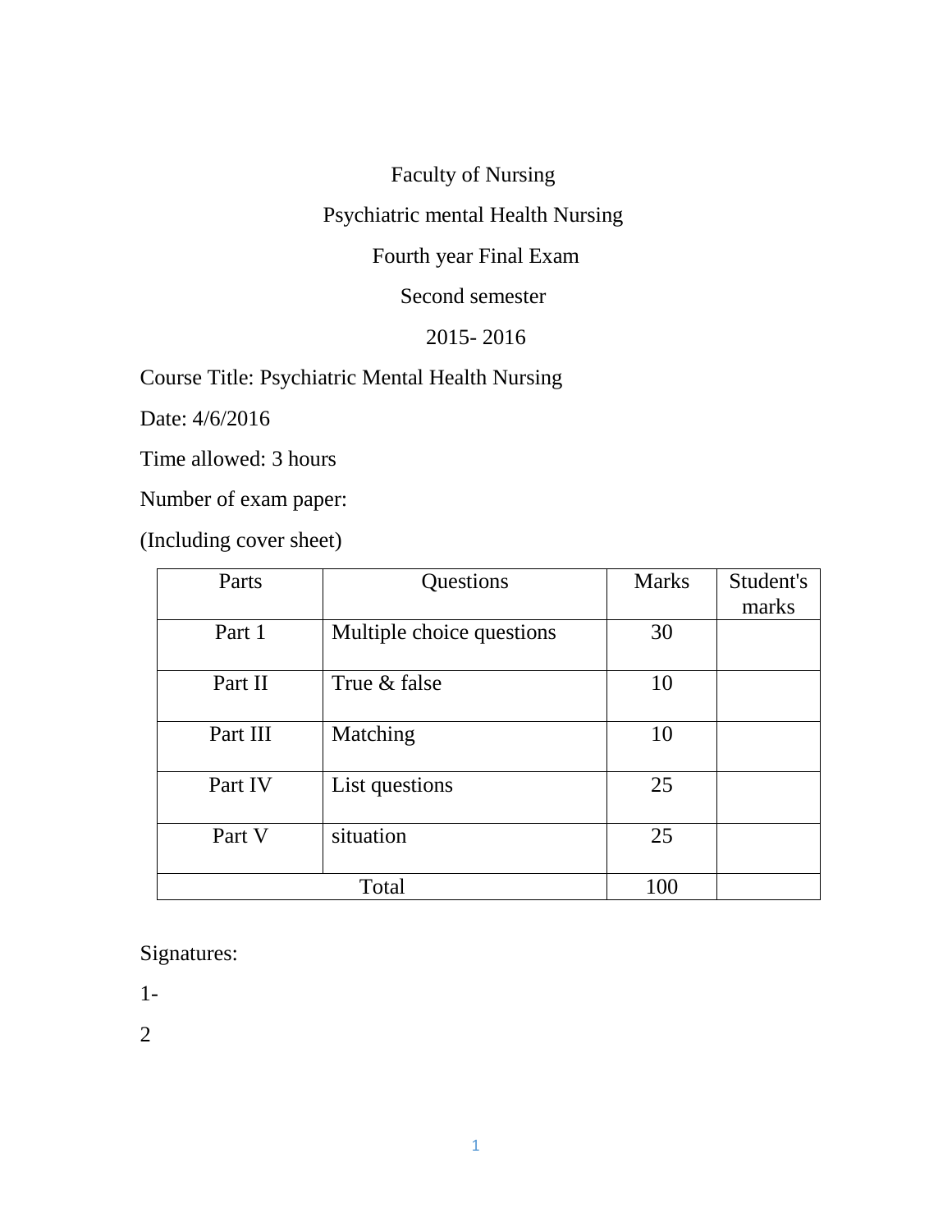Faculty of Nursing

Psychiatric mental Health Nursing

Fourth year Final Exam

Second semester

2015- 2016

Course Title: Psychiatric Mental Health Nursing

Date: 4/6/2016

Time allowed: 3 hours

Number of exam paper:

(Including cover sheet)

| Parts | Questions | Marks | Student's marks |
|---|---|---|---|
| Part 1 | Multiple choice questions | 30 | |
| Part II | True & false | 10 | |
| Part III | Matching | 10 | |
| Part IV | List questions | 25 | |
| Part V | situation | 25 | |
| Total | | 100 | |

Signatures:

1-

2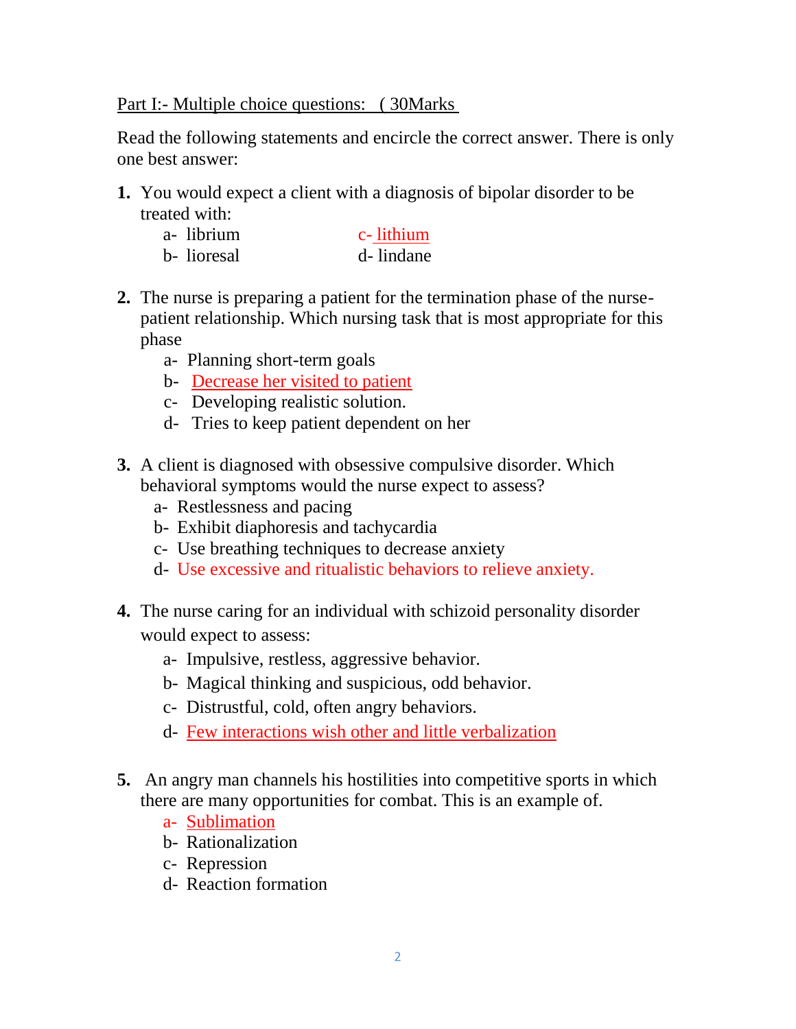Part I:- Multiple choice questions: ( 30Marks

Read the following statements and encircle the correct answer. There is only one best answer:

**1.** You would expect a client with a diagnosis of bipolar disorder to be treated with:

a- librium  
b- lioresal  
c- lithium  
d- lindane

**2.** The nurse is preparing a patient for the termination phase of the nurse-patient relationship. Which nursing task that is most appropriate for this phase

a- Planning short-term goals  
b- Decrease her visited to patient  
c- Developing realistic solution.  
d- Tries to keep patient dependent on her

**3.** A client is diagnosed with obsessive compulsive disorder. Which behavioral symptoms would the nurse expect to assess?

a- Restlessness and pacing  
b- Exhibit diaphoresis and tachycardia  
c- Use breathing techniques to decrease anxiety  
d- Use excessive and ritualistic behaviors to relieve anxiety.

**4.** The nurse caring for an individual with schizoid personality disorder would expect to assess:

a- Impulsive, restless, aggressive behavior.  
b- Magical thinking and suspicious, odd behavior.  
c- Distrustful, cold, often angry behaviors.  
d- Few interactions wish other and little verbalization

**5.** An angry man channels his hostilities into competitive sports in which there are many opportunities for combat. This is an example of.

a- Sublimation  
b- Rationalization  
c- Repression  
d- Reaction formation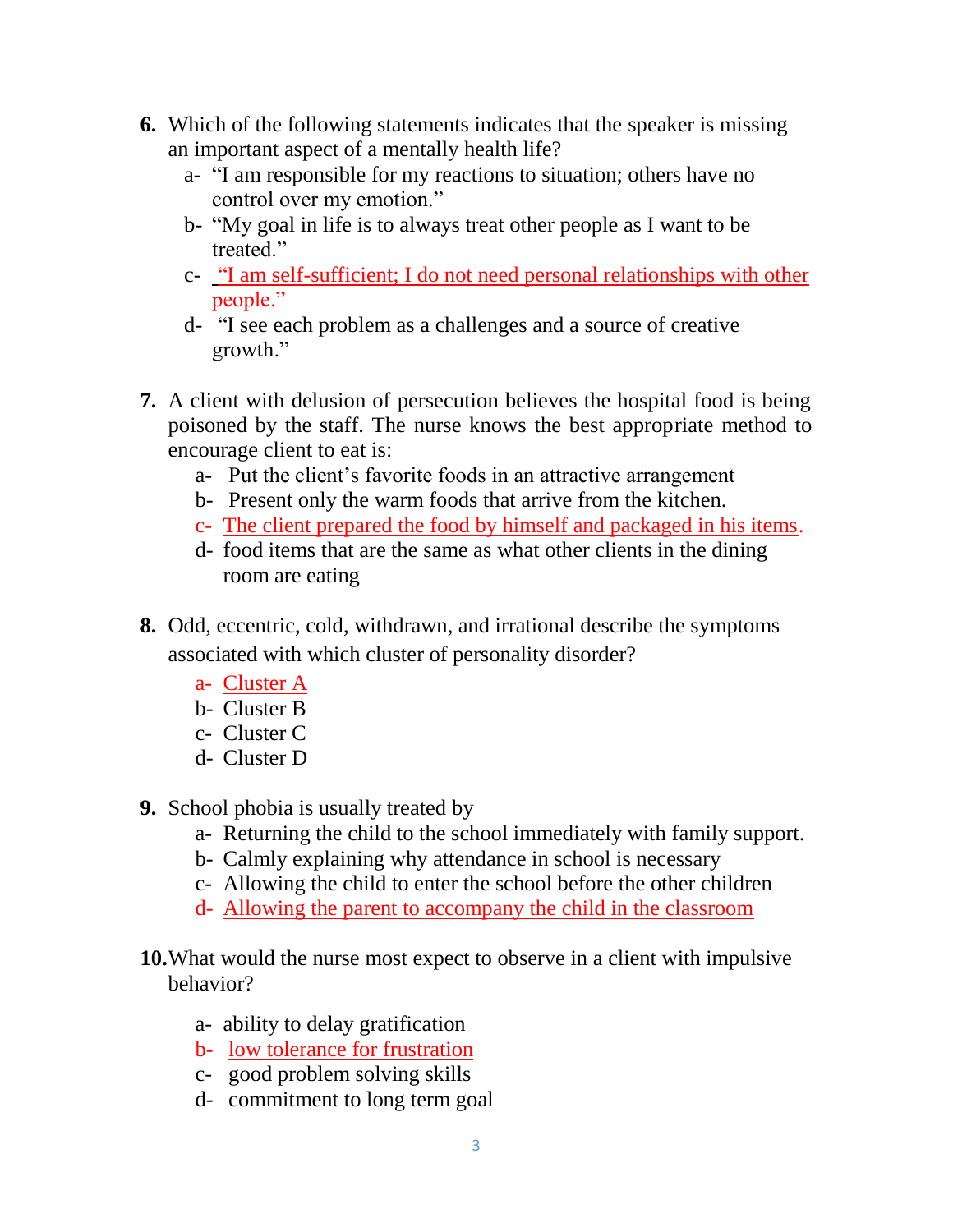6. Which of the following statements indicates that the speaker is missing an important aspect of a mentally health life?
   - a- “I am responsible for my reactions to situation; others have no control over my emotion.”
   - b- “My goal in life is to always treat other people as I want to be treated.”
   - c- “I am self-sufficient; I do not need personal relationships with other people.”
   - d- “I see each problem as a challenges and a source of creative growth.”

7. A client with delusion of persecution believes the hospital food is being poisoned by the staff. The nurse knows the best appropriate method to encourage client to eat is:
   - a- Put the client’s favorite foods in an attractive arrangement
   - b- Present only the warm foods that arrive from the kitchen.
   - c- The client prepared the food by himself and packaged in his items.
   - d- food items that are the same as what other clients in the dining room are eating

8. Odd, eccentric, cold, withdrawn, and irrational describe the symptoms associated with which cluster of personality disorder?
   - a- Cluster A
   - b- Cluster B
   - c- Cluster C
   - d- Cluster D

9. School phobia is usually treated by
   - a- Returning the child to the school immediately with family support.
   - b- Calmly explaining why attendance in school is necessary
   - c- Allowing the child to enter the school before the other children
   - d- Allowing the parent to accompany the child in the classroom

10. What would the nurse most expect to observe in a client with impulsive behavior?
    - a- ability to delay gratification
    - b- low tolerance for frustration
    - c- good problem solving skills
    - d- commitment to long term goal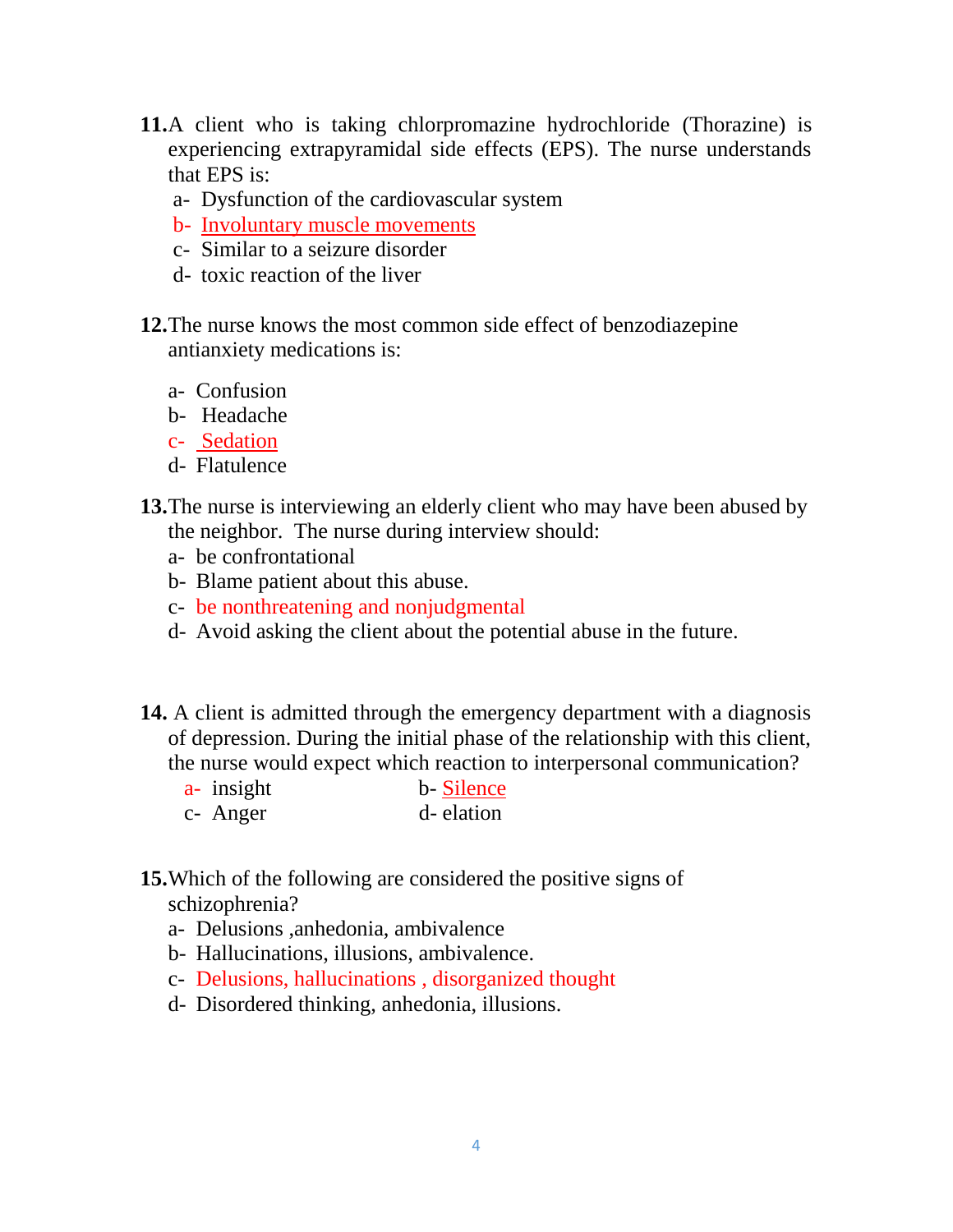**11.** A client who is taking chlorpromazine hydrochloride (Thorazine) is experiencing extrapyramidal side effects (EPS). The nurse understands that EPS is:

a- Dysfunction of the cardiovascular system
b- Involuntary muscle movements
c- Similar to a seizure disorder
d- toxic reaction of the liver

**12.** The nurse knows the most common side effect of benzodiazepine antianxiety medications is:

a- Confusion
b- Headache
c- Sedation
d- Flatulence

**13.** The nurse is interviewing an elderly client who may have been abused by the neighbor. The nurse during interview should:

a- be confrontational
b- Blame patient about this abuse.
c- be nonthreatening and nonjudgmental
d- Avoid asking the client about the potential abuse in the future.

**14.** A client is admitted through the emergency department with a diagnosis of depression. During the initial phase of the relationship with this client, the nurse would expect which reaction to interpersonal communication?

a- insight
b- Silence
c- Anger
d- elation

**15.** Which of the following are considered the positive signs of schizophrenia?

a- Delusions ,anhedonia, ambivalence
b- Hallucinations, illusions, ambivalence.
c- Delusions, hallucinations , disorganized thought
d- Disordered thinking, anhedonia, illusions.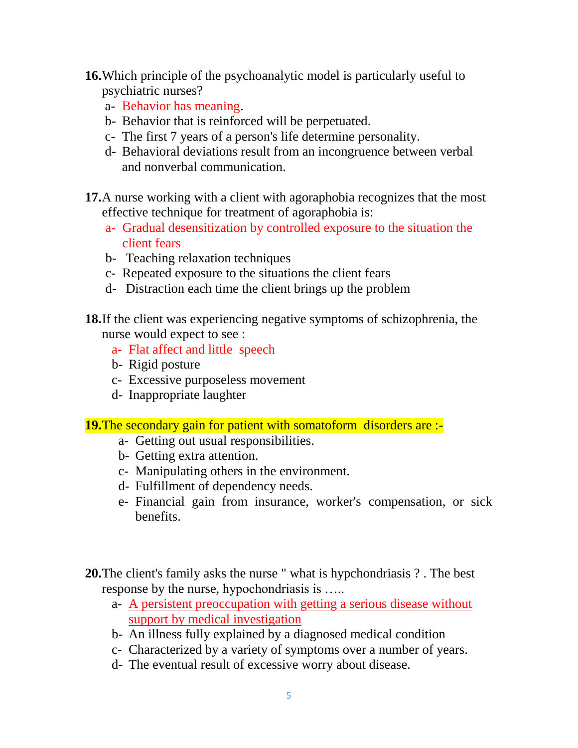**16.** Which principle of the psychoanalytic model is particularly useful to psychiatric nurses?

a- Behavior has meaning.
b- Behavior that is reinforced will be perpetuated.
c- The first 7 years of a person's life determine personality.
d- Behavioral deviations result from an incongruence between verbal and nonverbal communication.

**17.** A nurse working with a client with agoraphobia recognizes that the most effective technique for treatment of agoraphobia is:

a- Gradual desensitization by controlled exposure to the situation the client fears
b- Teaching relaxation techniques
c- Repeated exposure to the situations the client fears
d- Distraction each time the client brings up the problem

**18.** If the client was experiencing negative symptoms of schizophrenia, the nurse would expect to see :

a- Flat affect and little speech
b- Rigid posture
c- Excessive purposeless movement
d- Inappropriate laughter

**19.** The secondary gain for patient with somatoform disorders are :-

a- Getting out usual responsibilities.
b- Getting extra attention.
c- Manipulating others in the environment.
d- Fulfillment of dependency needs.
e- Financial gain from insurance, worker's compensation, or sick benefits.

**20.** The client's family asks the nurse " what is hypchondriasis ? . The best response by the nurse, hypochondriasis is …..

a- A persistent preoccupation with getting a serious disease without support by medical investigation
b- An illness fully explained by a diagnosed medical condition
c- Characterized by a variety of symptoms over a number of years.
d- The eventual result of excessive worry about disease.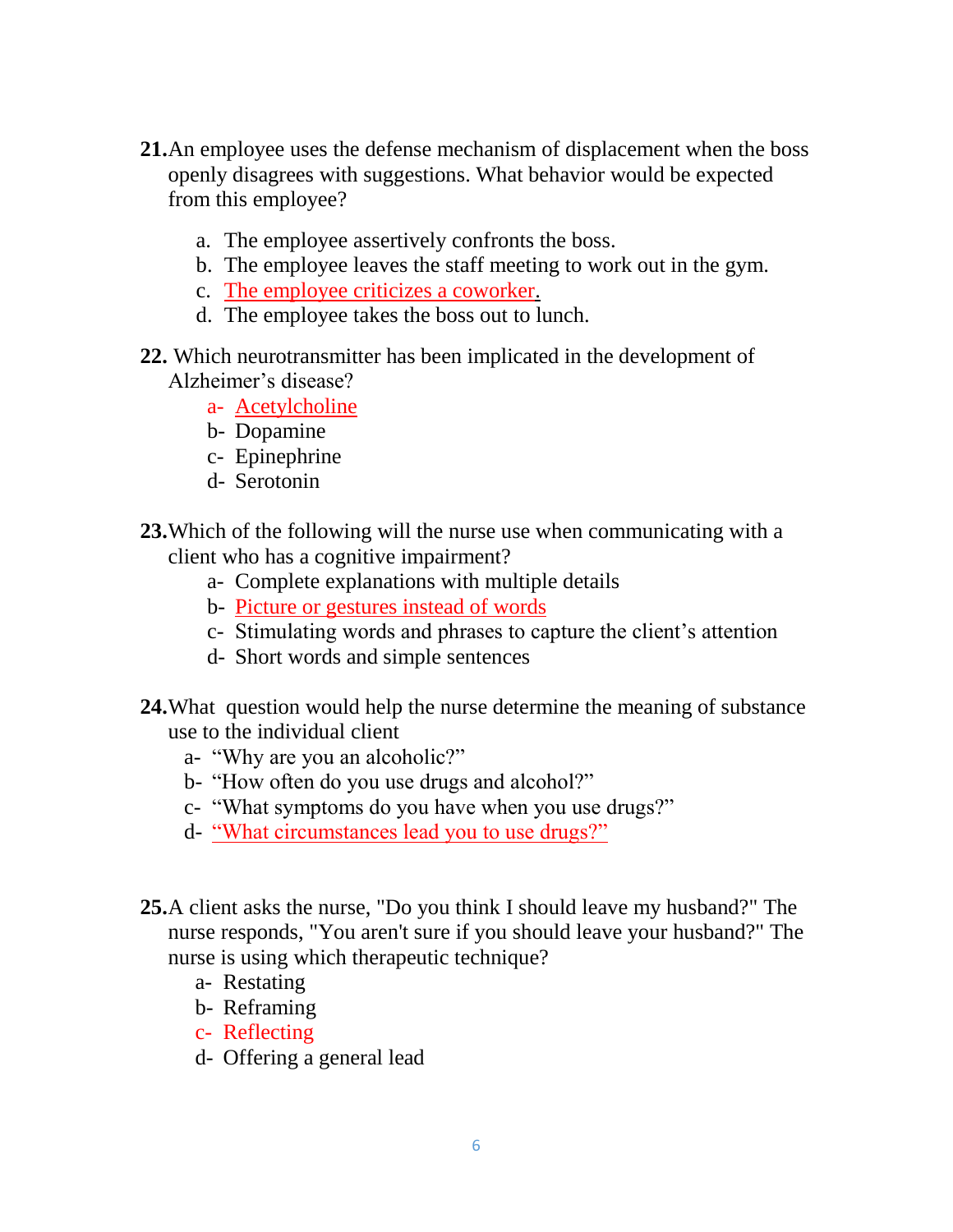**21.** An employee uses the defense mechanism of displacement when the boss openly disagrees with suggestions. What behavior would be expected from this employee?

a. The employee assertively confronts the boss.
b. The employee leaves the staff meeting to work out in the gym.
c. <u>The employee criticizes a coworker</u>.
d. The employee takes the boss out to lunch.

**22.** Which neurotransmitter has been implicated in the development of Alzheimer's disease?

a- <u>Acetylcholine</u>
b- Dopamine
c- Epinephrine
d- Serotonin

**23.** Which of the following will the nurse use when communicating with a client who has a cognitive impairment?

a- Complete explanations with multiple details
b- <u>Picture or gestures instead of words</u>
c- Stimulating words and phrases to capture the client's attention
d- Short words and simple sentences

**24.** What question would help the nurse determine the meaning of substance use to the individual client

a- "Why are you an alcoholic?"
b- "How often do you use drugs and alcohol?"
c- "What symptoms do you have when you use drugs?"
d- <u>"What circumstances lead you to use drugs?"</u>

**25.** A client asks the nurse, "Do you think I should leave my husband?" The nurse responds, "You aren't sure if you should leave your husband?" The nurse is using which therapeutic technique?

a- Restating
b- Reframing
c- Reflecting
d- Offering a general lead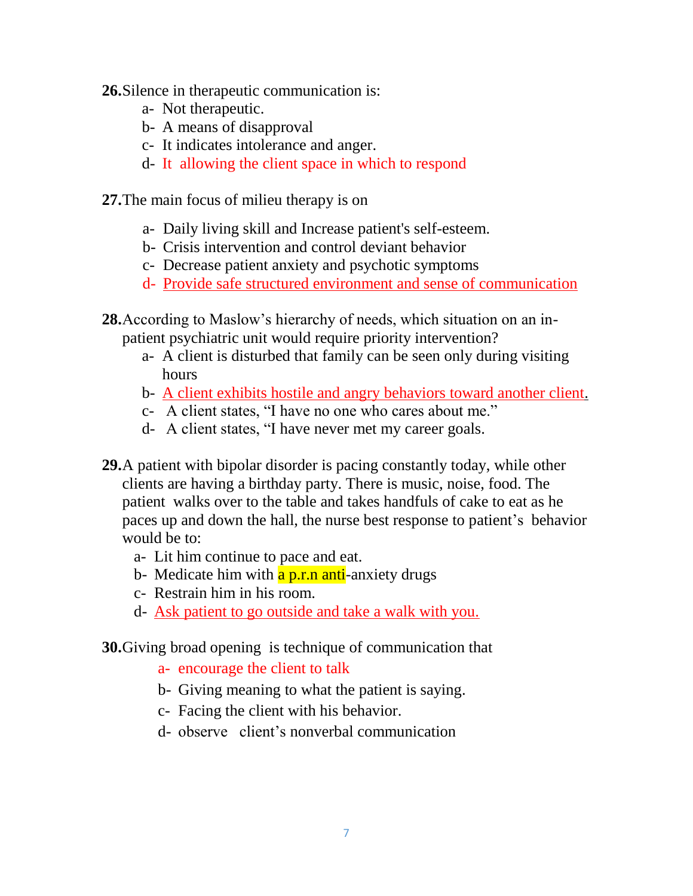**26.**Silence in therapeutic communication is:

a- Not therapeutic.
b- A means of disapproval
c- It indicates intolerance and anger.
d- It allowing the client space in which to respond

**27.**The main focus of milieu therapy is on

a- Daily living skill and Increase patient's self-esteem.
b- Crisis intervention and control deviant behavior
c- Decrease patient anxiety and psychotic symptoms
d- Provide safe structured environment and sense of communication

**28.**According to Maslow's hierarchy of needs, which situation on an in-patient psychiatric unit would require priority intervention?

a- A client is disturbed that family can be seen only during visiting hours
b- A client exhibits hostile and angry behaviors toward another client.
c- A client states, "I have no one who cares about me."
d- A client states, "I have never met my career goals.

**29.**A patient with bipolar disorder is pacing constantly today, while other clients are having a birthday party. There is music, noise, food. The patient walks over to the table and takes handfuls of cake to eat as he paces up and down the hall, the nurse best response to patient's behavior would be to:

a- Lit him continue to pace and eat.
b- Medicate him with a p.r.n anti-anxiety drugs
c- Restrain him in his room.
d- Ask patient to go outside and take a walk with you.

**30.**Giving broad opening is technique of communication that

a- encourage the client to talk
b- Giving meaning to what the patient is saying.
c- Facing the client with his behavior.
d- observe client's nonverbal communication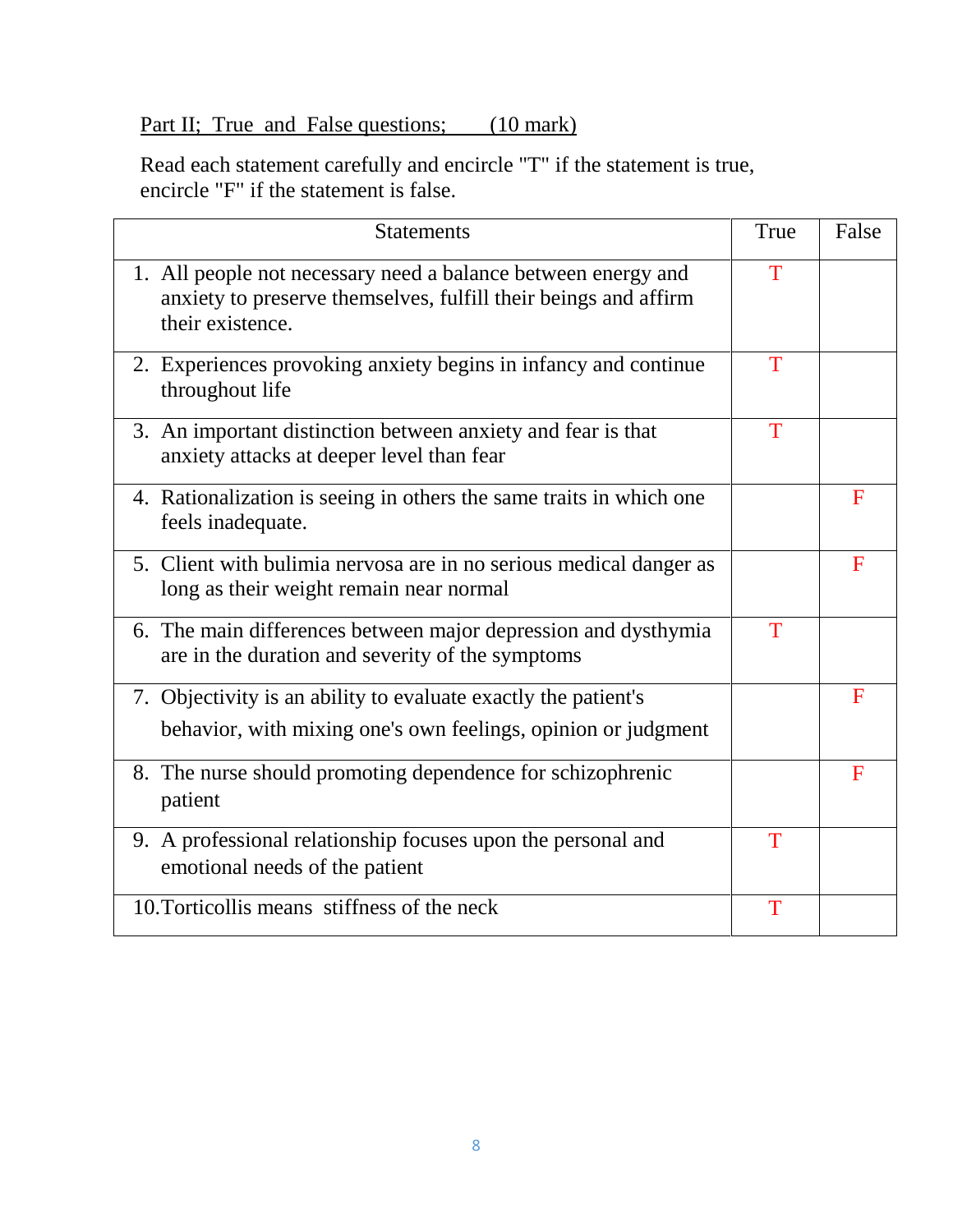Part II; True and False questions; (10 mark)

Read each statement carefully and encircle "T" if the statement is true, encircle "F" if the statement is false.

| Statements | True | False |
|---|---|---|
| 1. All people not necessary need a balance between energy and anxiety to preserve themselves, fulfill their beings and affirm their existence. | T | |
| 2. Experiences provoking anxiety begins in infancy and continue throughout life | T | |
| 3. An important distinction between anxiety and fear is that anxiety attacks at deeper level than fear | T | |
| 4. Rationalization is seeing in others the same traits in which one feels inadequate. | | F |
| 5. Client with bulimia nervosa are in no serious medical danger as long as their weight remain near normal | | F |
| 6. The main differences between major depression and dysthymia are in the duration and severity of the symptoms | T | |
| 7. Objectivity is an ability to evaluate exactly the patient's behavior, with mixing one's own feelings, opinion or judgment | | F |
| 8. The nurse should promoting dependence for schizophrenic patient | | F |
| 9. A professional relationship focuses upon the personal and emotional needs of the patient | T | |
| 10. Torticollis means stiffness of the neck | T | |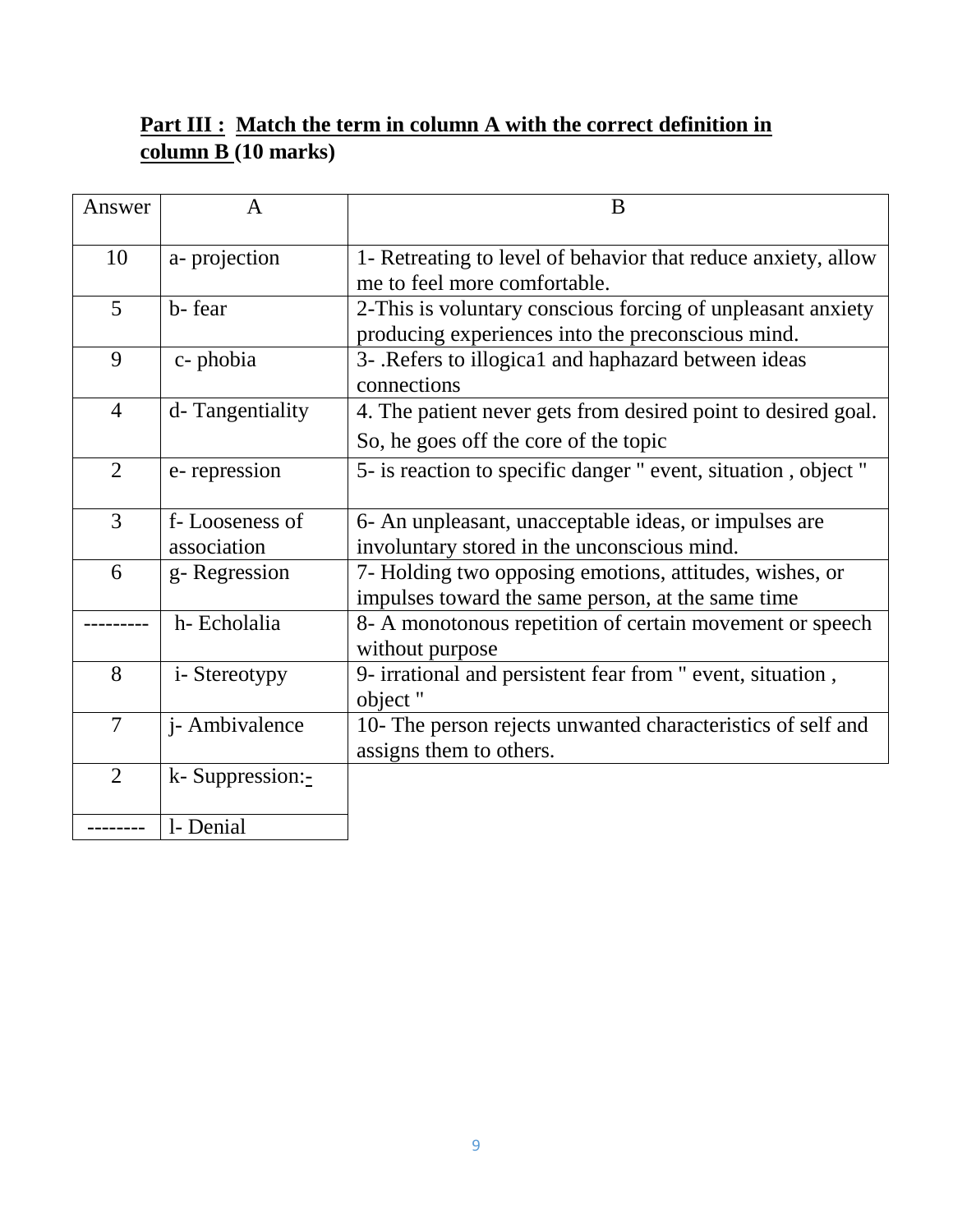**Part III : Match the term in column A with the correct definition in column B (10 marks)**

| Answer | A | B |
|---|---|---|
| 10 | a- projection | 1- Retreating to level of behavior that reduce anxiety, allow me to feel more comfortable. |
| 5 | b- fear | 2-This is voluntary conscious forcing of unpleasant anxiety producing experiences into the preconscious mind. |
| 9 | c- phobia | 3- .Refers to illogica1 and haphazard between ideas connections |
| 4 | d- Tangentiality | 4. The patient never gets from desired point to desired goal. So, he goes off the core of the topic |
| 2 | e- repression | 5- is reaction to specific danger " event, situation , object " |
| 3 | f- Looseness of association | 6- An unpleasant, unacceptable ideas, or impulses are involuntary stored in the unconscious mind. |
| 6 | g- Regression | 7- Holding two opposing emotions, attitudes, wishes, or impulses toward the same person, at the same time |
| --------- | h- Echolalia | 8- A monotonous repetition of certain movement or speech without purpose |
| 8 | i- Stereotypy | 9- irrational and persistent fear from " event, situation , object " |
| 7 | j- Ambivalence | 10- The person rejects unwanted characteristics of self and assigns them to others. |
| 2 | k- Suppression:- | |
| -------- | l- Denial | |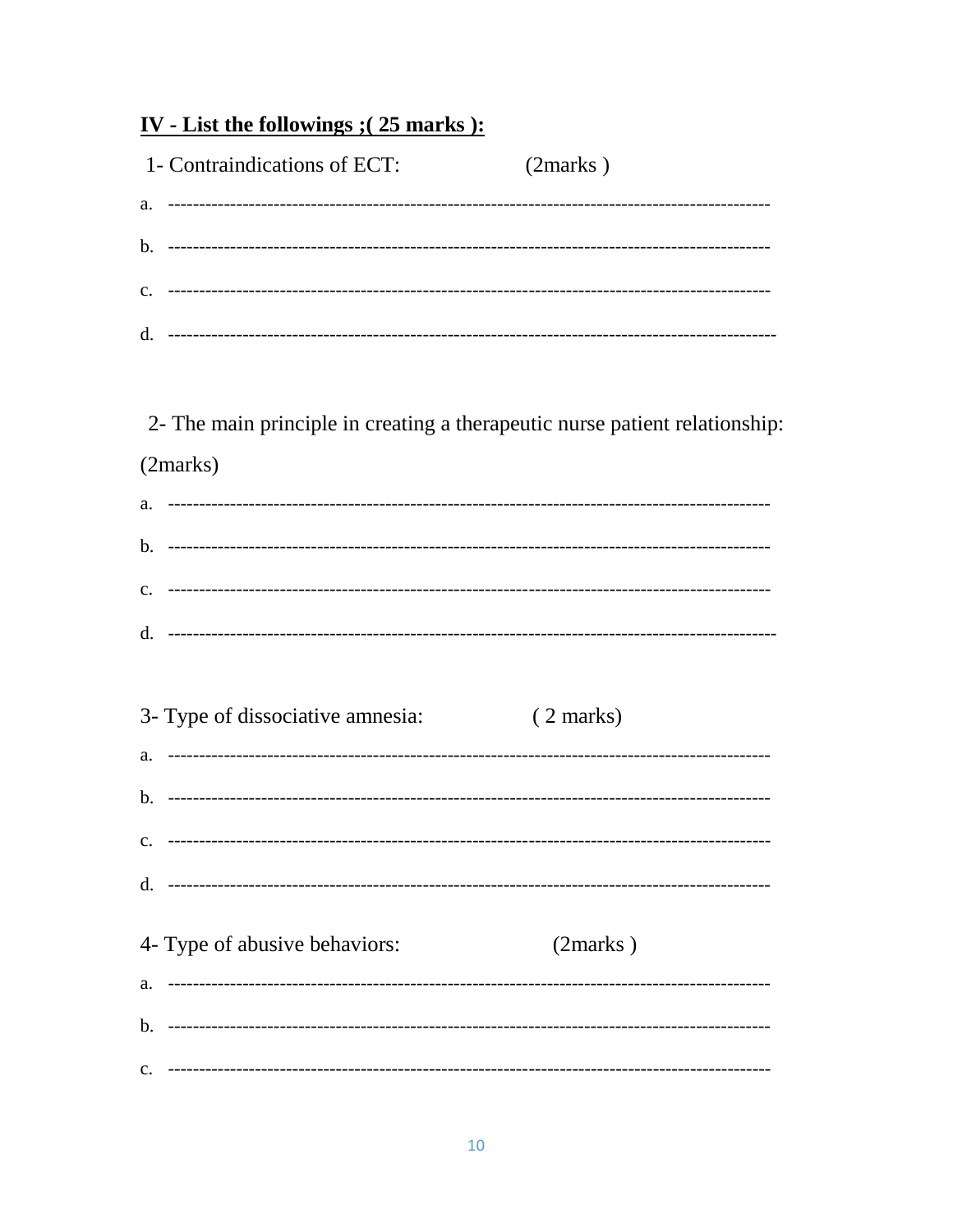**IV - List the followings ;( 25 marks ):**

1- Contraindications of ECT: (2marks )

a. -----------------------------------------------------------------------------------------------

b. -----------------------------------------------------------------------------------------------

c. -----------------------------------------------------------------------------------------------

d. -----------------------------------------------------------------------------------------------

2- The main principle in creating a therapeutic nurse patient relationship: (2marks)

a. -----------------------------------------------------------------------------------------------

b. -----------------------------------------------------------------------------------------------

c. -----------------------------------------------------------------------------------------------

d. -----------------------------------------------------------------------------------------------

3- Type of dissociative amnesia: ( 2 marks)

a. -----------------------------------------------------------------------------------------------

b. -----------------------------------------------------------------------------------------------

c. -----------------------------------------------------------------------------------------------

d. -----------------------------------------------------------------------------------------------

4- Type of abusive behaviors: (2marks )

a. -----------------------------------------------------------------------------------------------

b. -----------------------------------------------------------------------------------------------

c. -----------------------------------------------------------------------------------------------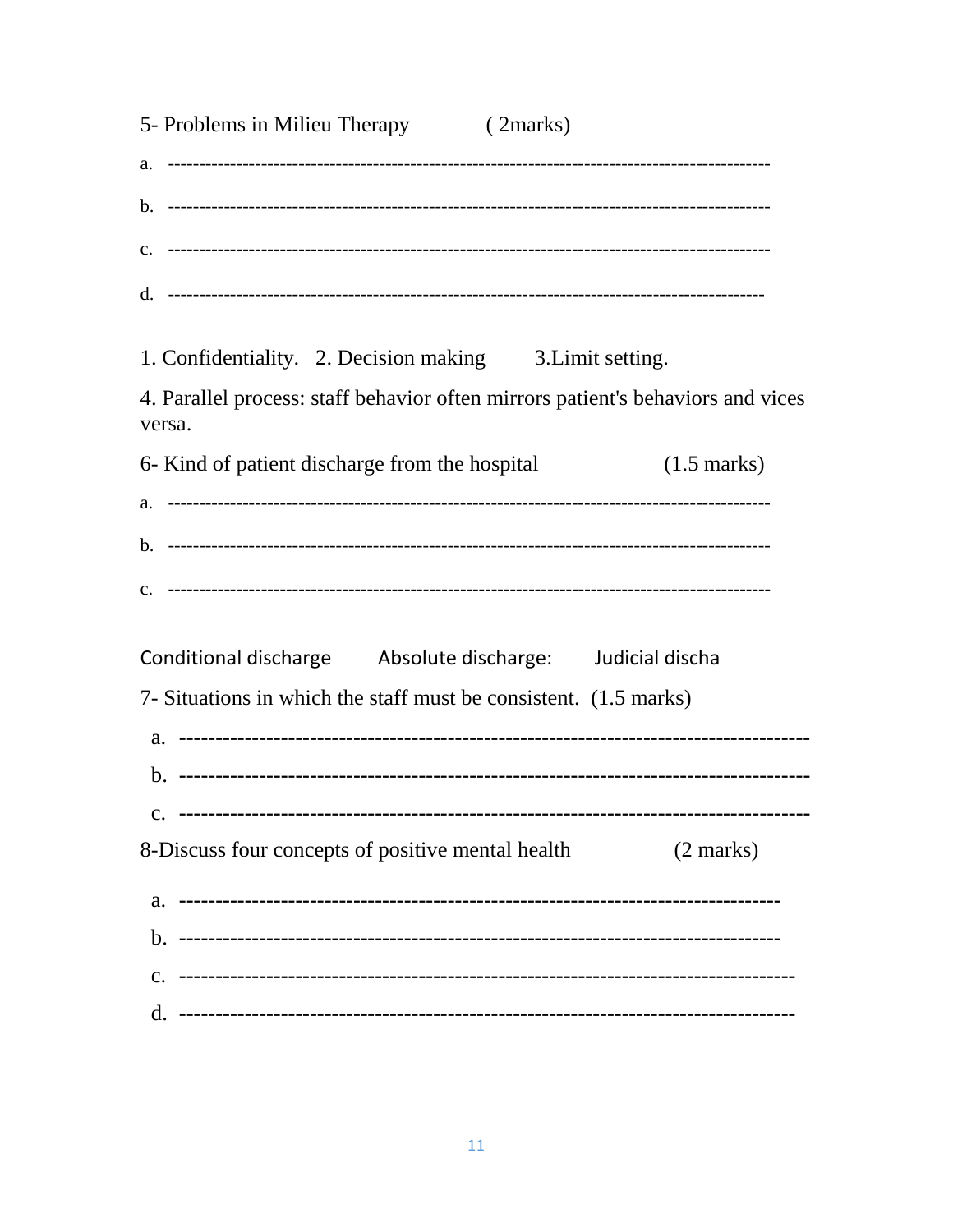5- Problems in Milieu Therapy ( 2marks)

a. -----------------------------------------------------------------------------------------------

b. -----------------------------------------------------------------------------------------------

c. -----------------------------------------------------------------------------------------------

d. ----------------------------------------------------------------------------------------------

1. Confidentiality. 2. Decision making 3.Limit setting.

4. Parallel process: staff behavior often mirrors patient's behaviors and vices versa.

6- Kind of patient discharge from the hospital (1.5 marks)

a. -----------------------------------------------------------------------------------------------

b. -----------------------------------------------------------------------------------------------

c. -----------------------------------------------------------------------------------------------

Conditional discharge Absolute discharge: Judicial discha

7- Situations in which the staff must be consistent. (1.5 marks)

a. ---------------------------------------------------------------------------------------

b. ---------------------------------------------------------------------------------------

c. ---------------------------------------------------------------------------------------

8-Discuss four concepts of positive mental health (2 marks)

a. -----------------------------------------------------------------------------------

b. -----------------------------------------------------------------------------------

c. -------------------------------------------------------------------------------------

d. -------------------------------------------------------------------------------------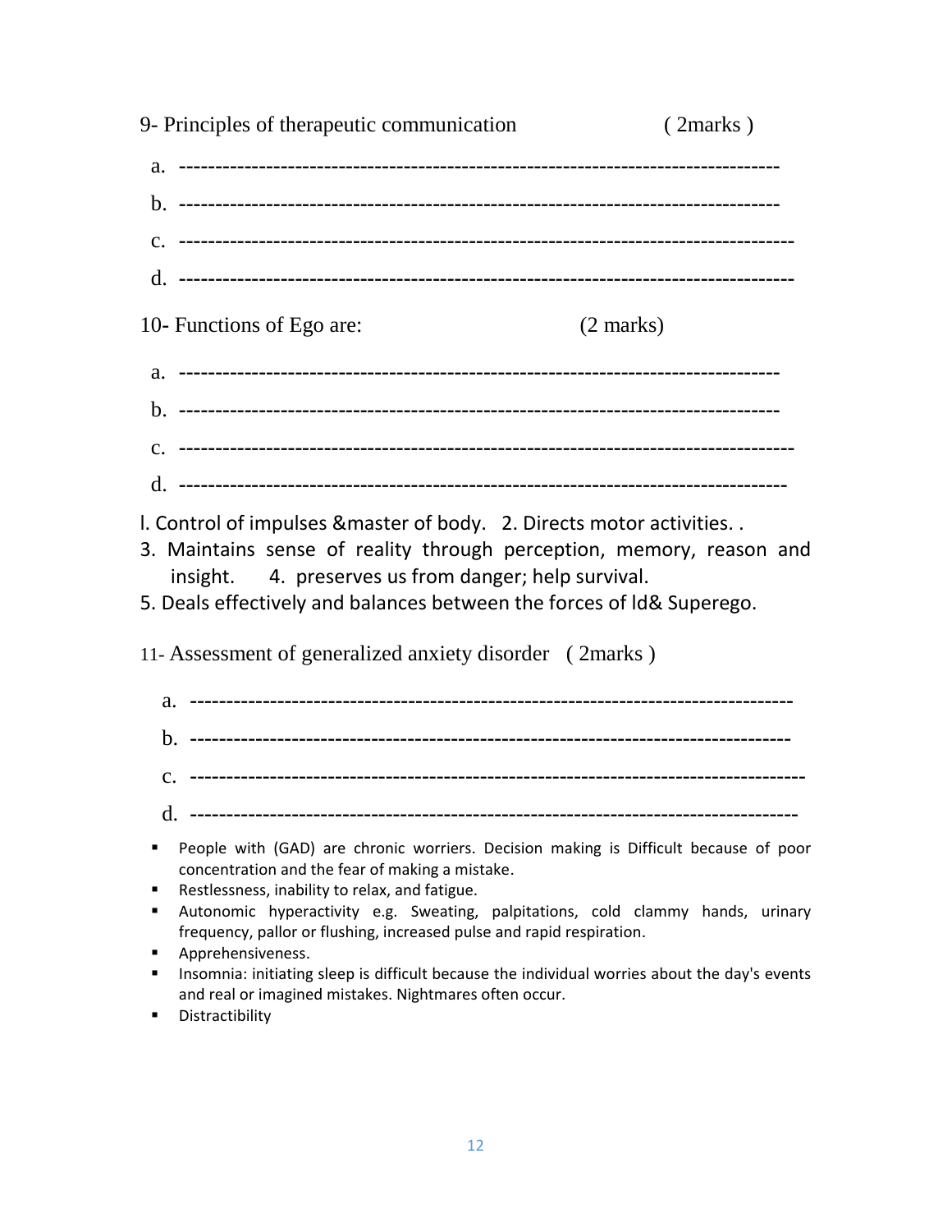9- Principles of therapeutic communication ( 2marks )

a. ---------------------------------------------------------------------------------

b. ---------------------------------------------------------------------------------

c. -----------------------------------------------------------------------------------

d. -----------------------------------------------------------------------------------

10- Functions of Ego are: (2 marks)

a. ---------------------------------------------------------------------------------

b. ---------------------------------------------------------------------------------

c. -----------------------------------------------------------------------------------

d. ----------------------------------------------------------------------------------

l. Control of impulses &master of body. 2. Directs motor activities. .
3. Maintains sense of reality through perception, memory, reason and insight. 4. preserves us from danger; help survival.
5. Deals effectively and balances between the forces of Id& Superego.

11- Assessment of generalized anxiety disorder ( 2marks )

a. ---------------------------------------------------------------------------------

b. ---------------------------------------------------------------------------------

c. -----------------------------------------------------------------------------------

d. ----------------------------------------------------------------------------------

- People with (GAD) are chronic worriers. Decision making is Difficult because of poor concentration and the fear of making a mistake.
- Restlessness, inability to relax, and fatigue.
- Autonomic hyperactivity e.g. Sweating, palpitations, cold clammy hands, urinary frequency, pallor or flushing, increased pulse and rapid respiration.
- Apprehensiveness.
- Insomnia: initiating sleep is difficult because the individual worries about the day's events and real or imagined mistakes. Nightmares often occur.
- Distractibility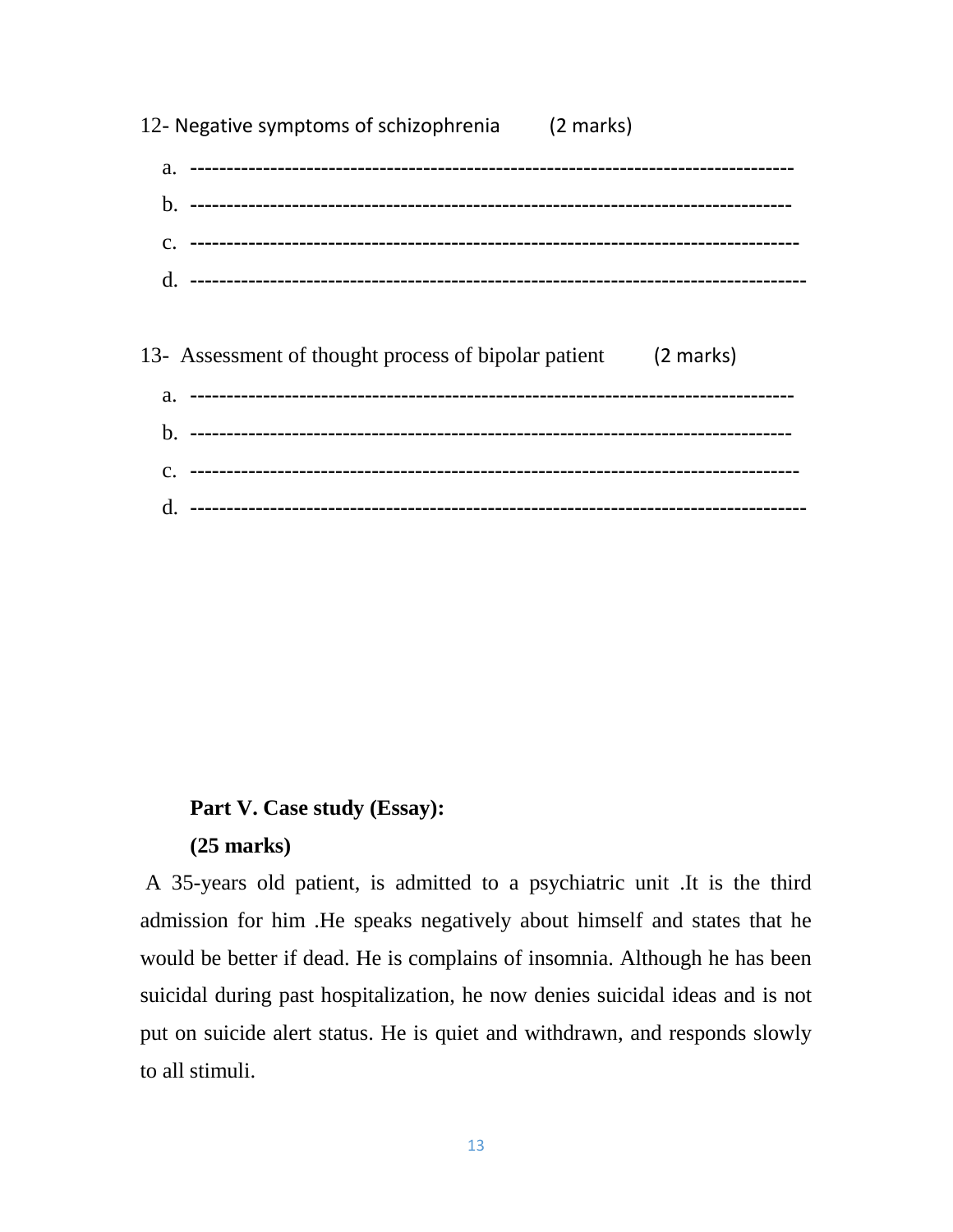12- Negative symptoms of schizophrenia (2 marks)

a. ---------------------------------------------------------------------------------
b. ---------------------------------------------------------------------------------
c. ---------------------------------------------------------------------------------
d. ---------------------------------------------------------------------------------

13- Assessment of thought process of bipolar patient (2 marks)

a. ---------------------------------------------------------------------------------
b. ---------------------------------------------------------------------------------
c. ---------------------------------------------------------------------------------
d. ---------------------------------------------------------------------------------

**Part V. Case study (Essay):**

**(25 marks)**

A 35-years old patient, is admitted to a psychiatric unit .It is the third admission for him .He speaks negatively about himself and states that he would be better if dead. He is complains of insomnia. Although he has been suicidal during past hospitalization, he now denies suicidal ideas and is not put on suicide alert status. He is quiet and withdrawn, and responds slowly to all stimuli.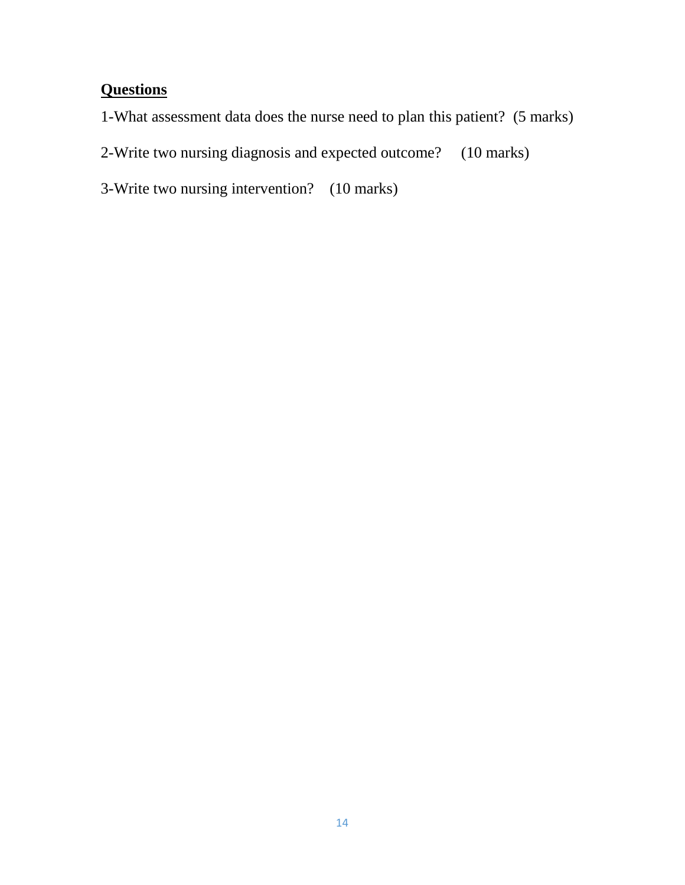**<u>Questions</u>**

1-What assessment data does the nurse need to plan this patient? (5 marks)

2-Write two nursing diagnosis and expected outcome? (10 marks)

3-Write two nursing intervention? (10 marks)